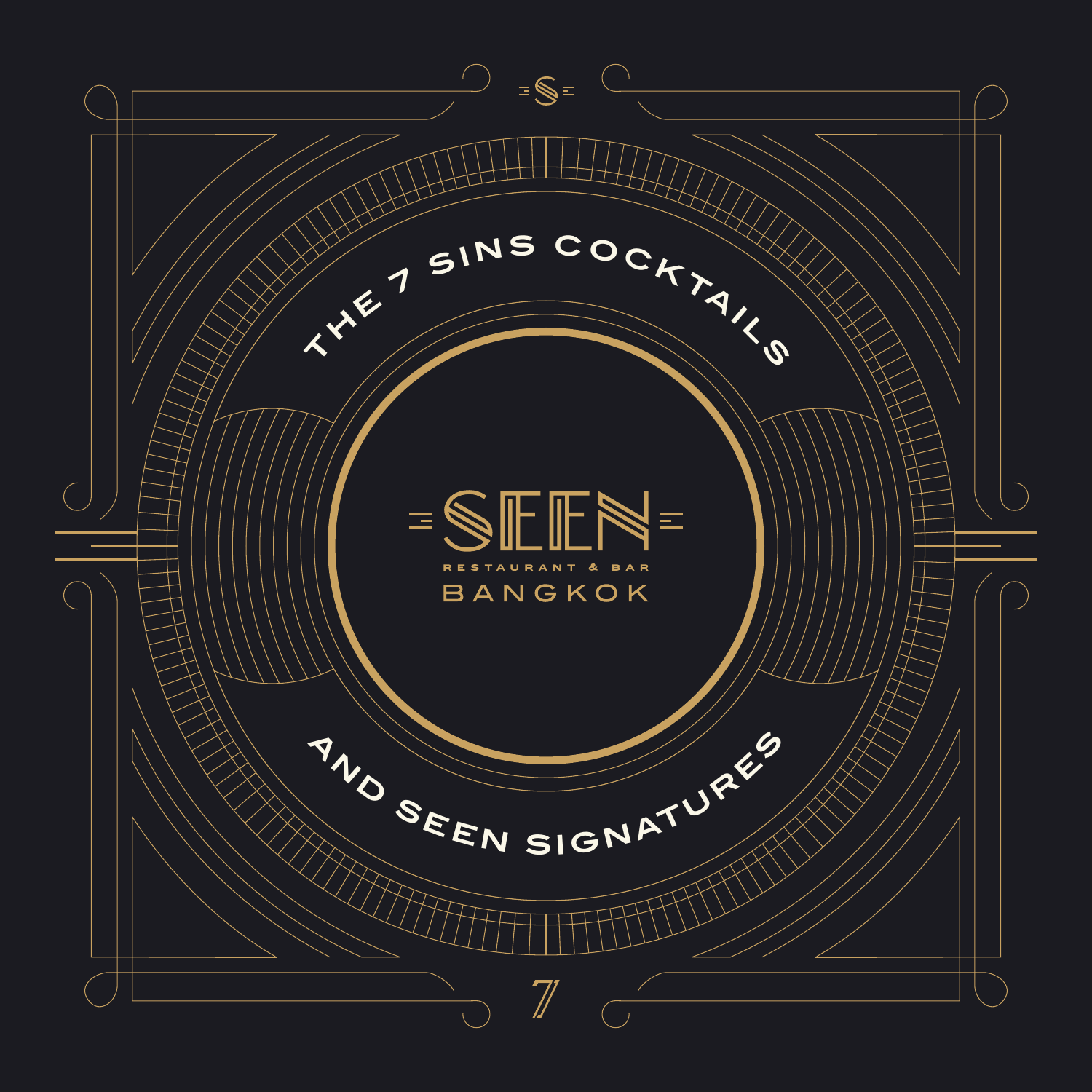# THE 7 SINS COCKTAILS

# SEEN

RESTAURANT & BAR

BANGKOK

# AND SEEN SIGNATURES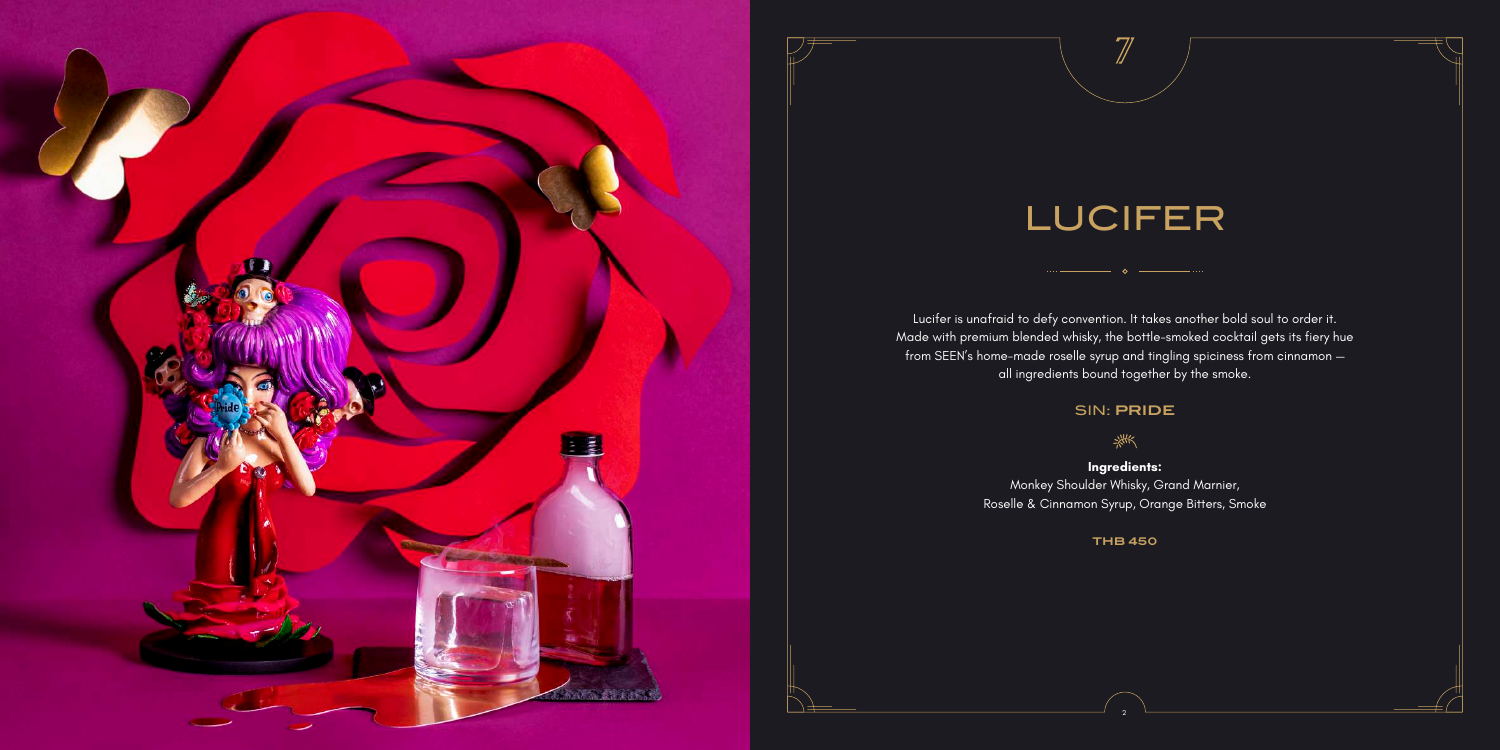# LUCIFER

Lucifer is unafraid to defy convention. It takes another bold soul to order it. Made with premium blended whisky, the bottle-smoked cocktail gets its fiery hue from SEEN's home-made roselle syrup and tingling spiciness from cinnamon — all ingredients bound together by the smoke.

## SIN: PRIDE

**Ingredients:**
Monkey Shoulder Whisky, Grand Marnier,
Roselle & Cinnamon Syrup, Orange Bitters, Smoke

**THB 450**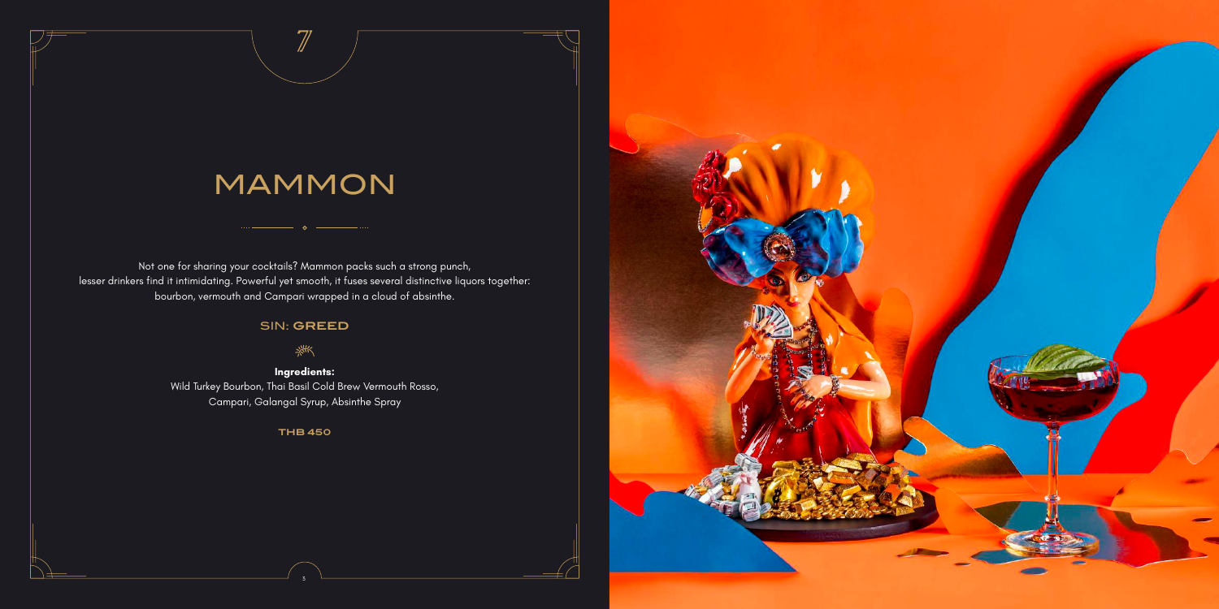# MAMMON

Not one for sharing your cocktails? Mammon packs such a strong punch, lesser drinkers find it intimidating. Powerful yet smooth, it fuses several distinctive liquors together: bourbon, vermouth and Campari wrapped in a cloud of absinthe.

## SIN: GREED

**Ingredients:**
Wild Turkey Bourbon, Thai Basil Cold Brew Vermouth Rosso, Campari, Galangal Syrup, Absinthe Spray

**THB 450**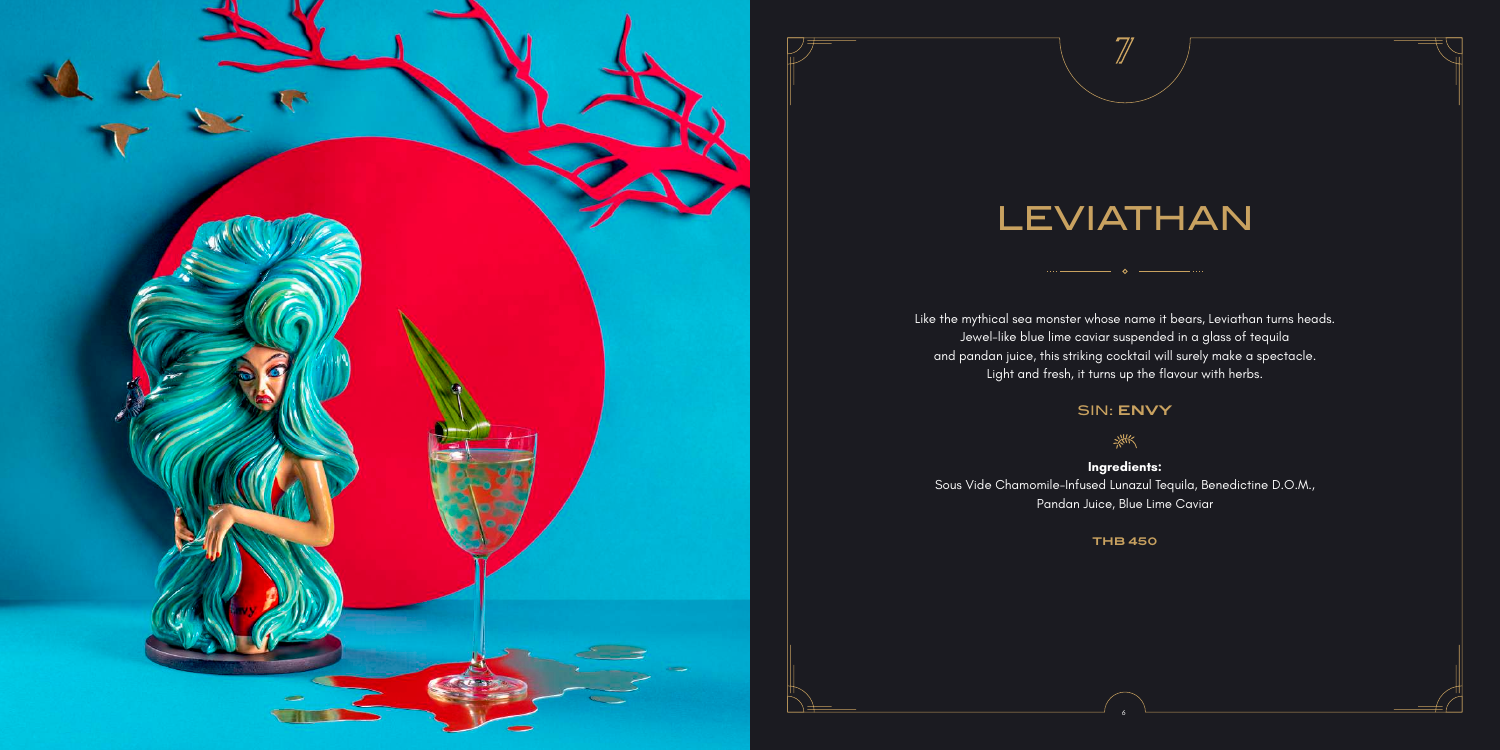# LEVIATHAN

Like the mythical sea monster whose name it bears, Leviathan turns heads.
Jewel-like blue lime caviar suspended in a glass of tequila
and pandan juice, this striking cocktail will surely make a spectacle.
Light and fresh, it turns up the flavour with herbs.

SIN: **ENVY**

**Ingredients:**
Sous Vide Chamomile-Infused Lunazul Tequila, Benedictine D.O.M.,
Pandan Juice, Blue Lime Caviar

**THB 450**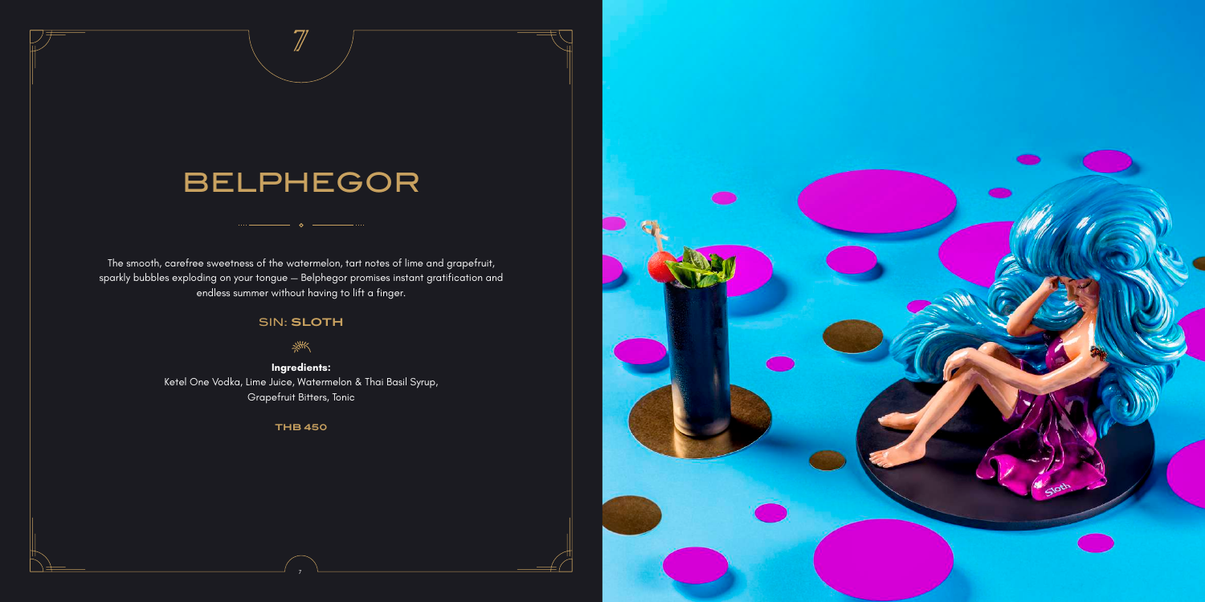# BELPHEGOR

The smooth, carefree sweetness of the watermelon, tart notes of lime and grapefruit, sparkly bubbles exploding on your tongue — Belphegor promises instant gratification and endless summer without having to lift a finger.

SIN: **SLOTH**

**Ingredients:**
Ketel One Vodka, Lime Juice, Watermelon & Thai Basil Syrup, Grapefruit Bitters, Tonic

**THB 450**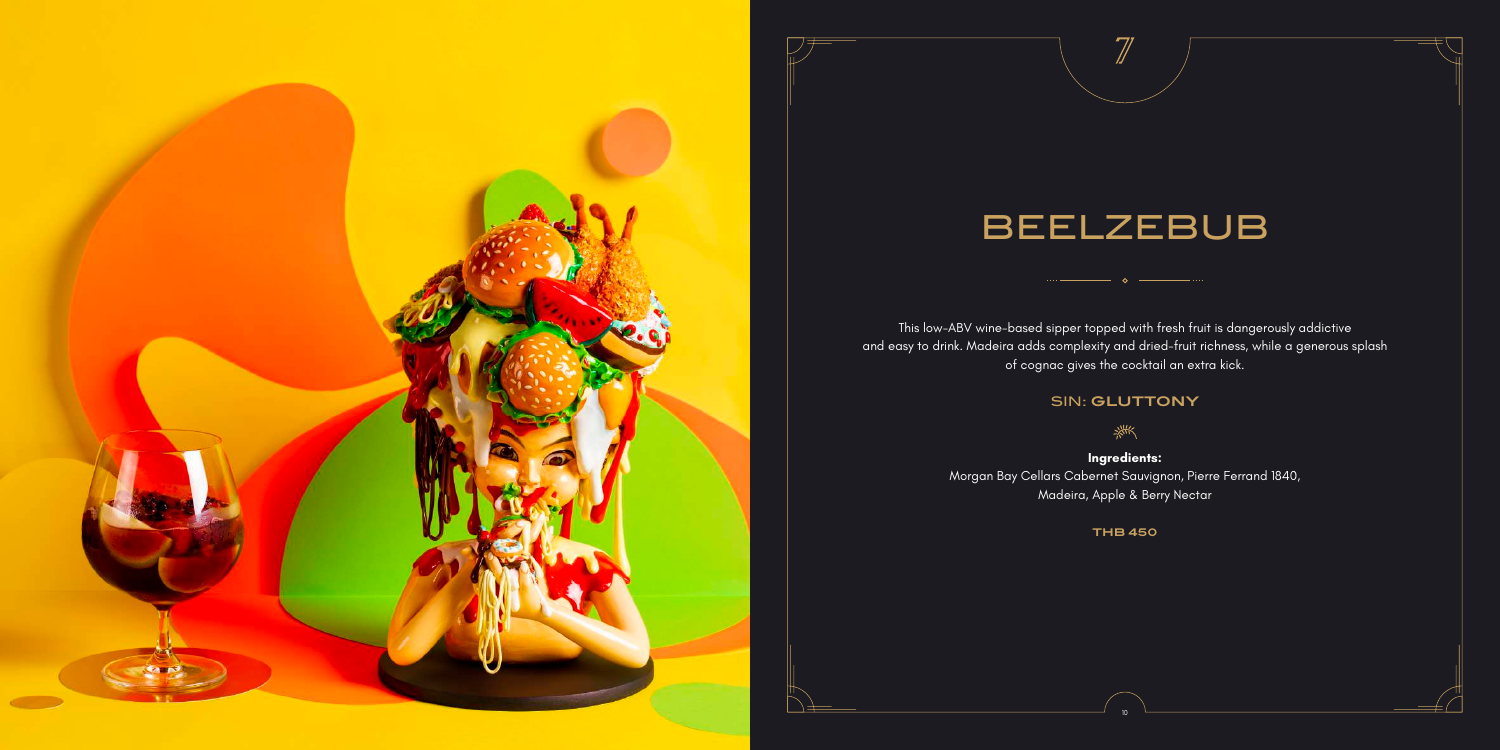7

# BEELZEBUB

This low-ABV wine-based sipper topped with fresh fruit is dangerously addictive and easy to drink. Madeira adds complexity and dried-fruit richness, while a generous splash of cognac gives the cocktail an extra kick.

SIN: **GLUTTONY**

**Ingredients:**
Morgan Bay Cellars Cabernet Sauvignon, Pierre Ferrand 1840, Madeira, Apple & Berry Nectar

**THB 450**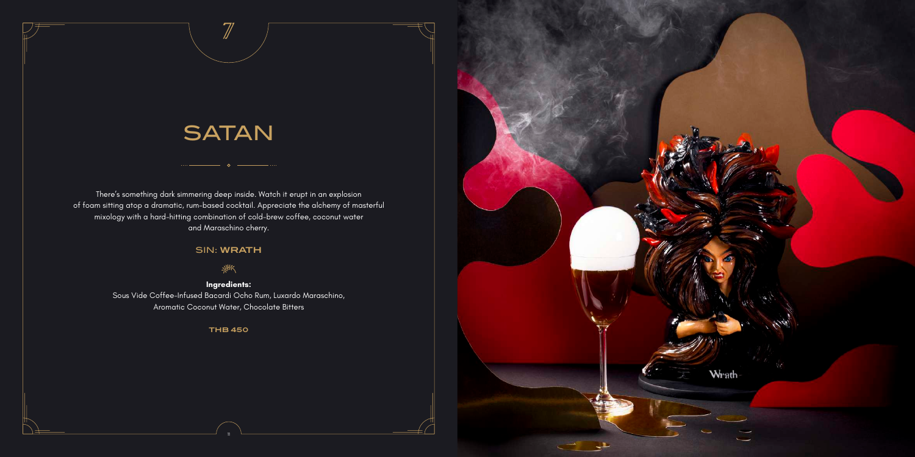7

# SATAN

There's something dark simmering deep inside. Watch it erupt in an explosion of foam sitting atop a dramatic, rum-based cocktail. Appreciate the alchemy of masterful mixology with a hard-hitting combination of cold-brew coffee, coconut water and Maraschino cherry.

### SIN: WRATH

**Ingredients:**
Sous Vide Coffee-Infused Bacardi Ocho Rum, Luxardo Maraschino, Aromatic Coconut Water, Chocolate Bitters

**THB 450**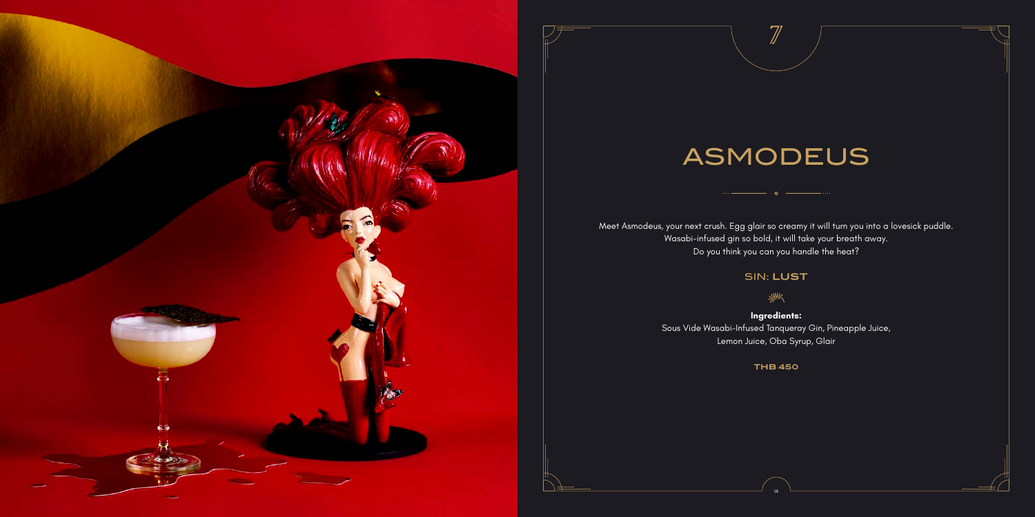7

# ASMODEUS

Meet Asmodeus, your next crush. Egg glair so creamy it will turn you into a lovesick puddle. Wasabi-infused gin so bold, it will take your breath away. Do you think you can you handle the heat?

SIN: **LUST**

**Ingredients:**
Sous Vide Wasabi-Infused Tanqueray Gin, Pineapple Juice, Lemon Juice, Oba Syrup, Glair

**THB 450**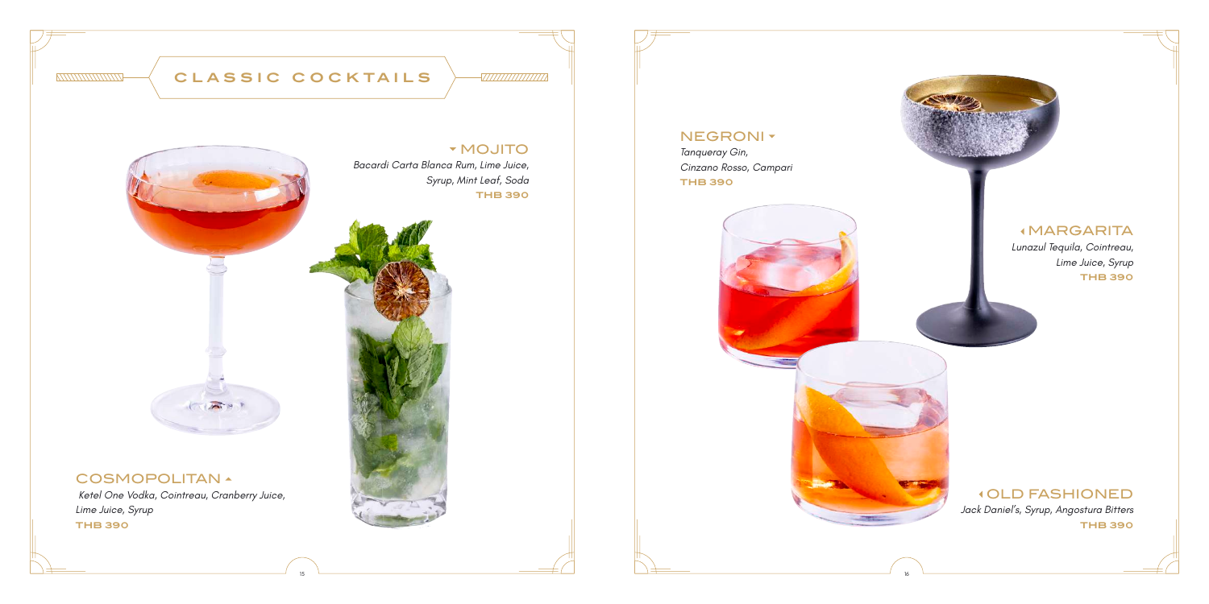# CLASSIC COCKTAILS

## MOJITO

*Bacardi Carta Blanca Rum, Lime Juice, Syrup, Mint Leaf, Soda*

**THB 390**

## COSMOPOLITAN

*Ketel One Vodka, Cointreau, Cranberry Juice, Lime Juice, Syrup*

**THB 390**

## NEGRONI

*Tanqueray Gin, Cinzano Rosso, Campari*

**THB 390**

## MARGARITA

*Lunazul Tequila, Cointreau, Lime Juice, Syrup*

**THB 390**

## OLD FASHIONED

*Jack Daniel's, Syrup, Angostura Bitters*

**THB 390**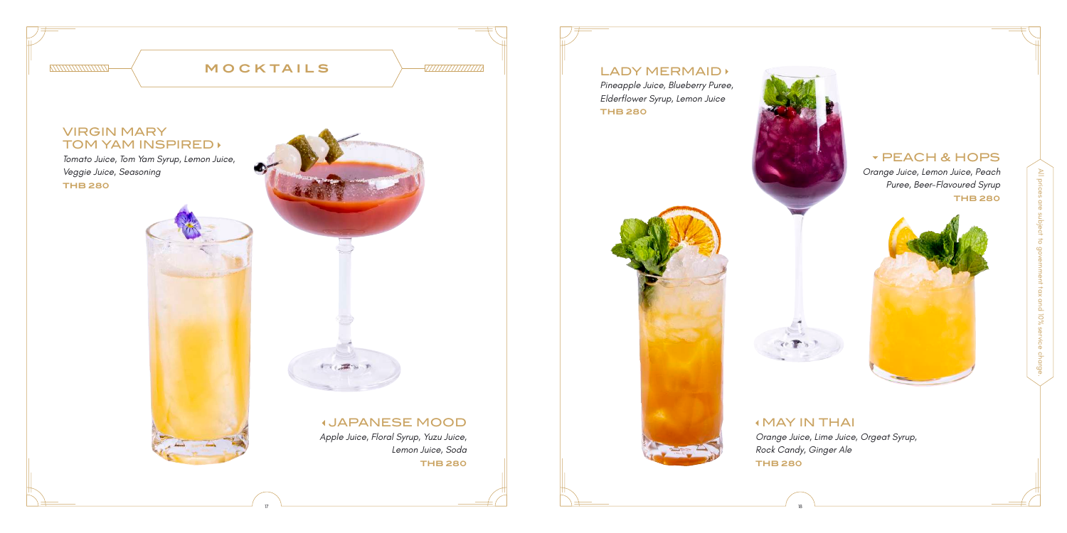# MOCKTAILS

## VIRGIN MARY TOM YAM INSPIRED

*Tomato Juice, Tom Yam Syrup, Lemon Juice, Veggie Juice, Seasoning*

**THB 280**

## JAPANESE MOOD

*Apple Juice, Floral Syrup, Yuzu Juice, Lemon Juice, Soda*

**THB 280**

## LADY MERMAID

*Pineapple Juice, Blueberry Puree, Elderflower Syrup, Lemon Juice*

**THB 280**

## PEACH & HOPS

*Orange Juice, Lemon Juice, Peach Puree, Beer-Flavoured Syrup*

**THB 280**

## MAY IN THAI

*Orange Juice, Lime Juice, Orgeat Syrup, Rock Candy, Ginger Ale*

**THB 280**

All prices are subject to government tax and 10% service charge.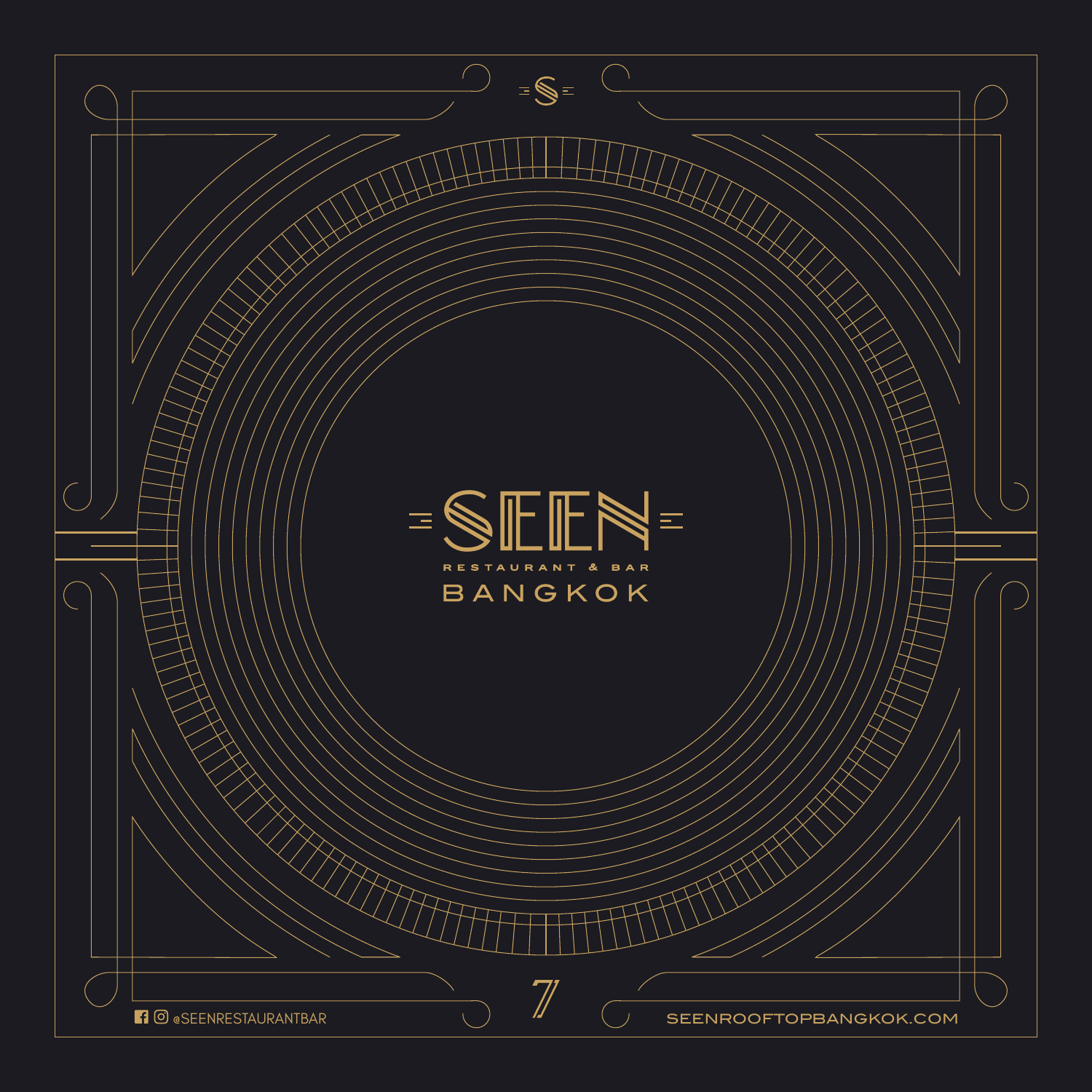# SEEN

RESTAURANT & BAR

BANGKOK

@SEENRESTAURANTBAR

SEENROOFTOPBANGKOK.COM